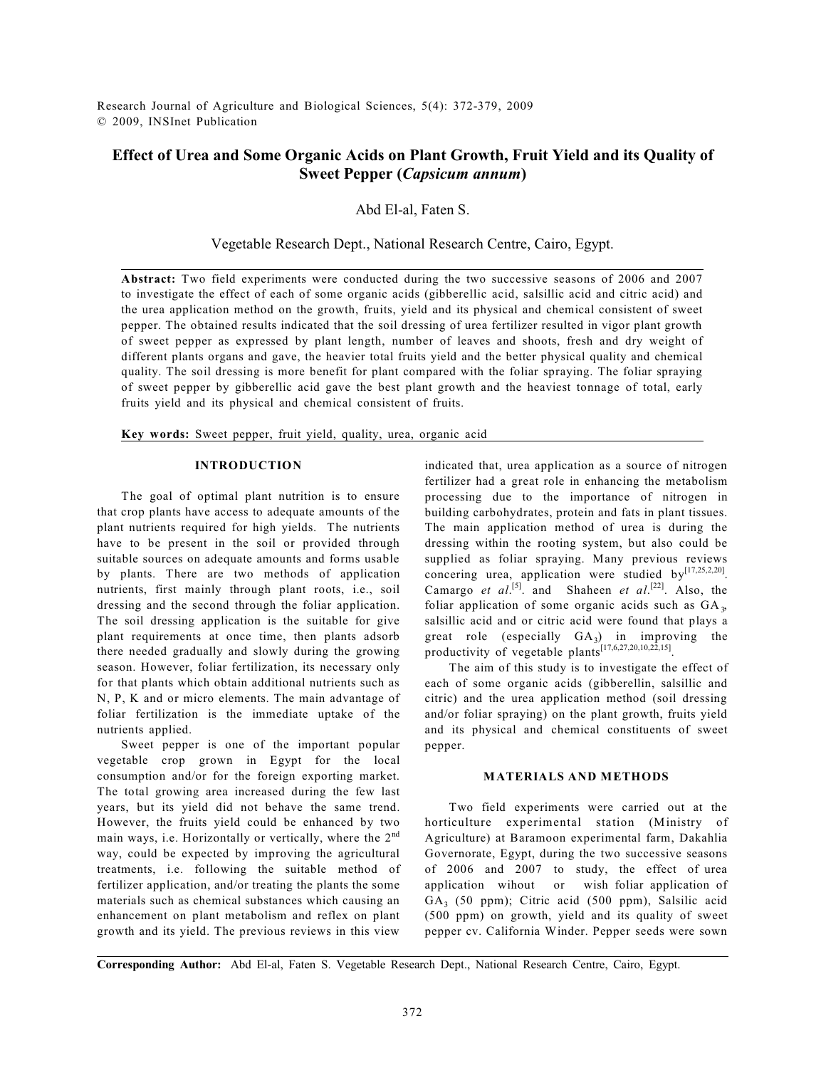# Effect of Urea and Some Organic Acids on Plant Growth, Fruit Yield and its Quality of Sweet Pepper (*Capsicum annum*)

Abd El-al, Faten S.

Vegetable Research Dept., National Research Centre, Cairo, Egypt.

**Abstract:** Two field experiments were conducted during the two successive seasons of 2006 and 2007 to investigate the effect of each of some organic acids (gibberellic acid, salsillic acid and citric acid) and the urea application method on the growth, fruits, yield and its physical and chemical consistent of sweet pepper. The obtained results indicated that the soil dressing of urea fertilizer resulted in vigor plant growth of sweet pepper as expressed by plant length, number of leaves and shoots, fresh and dry weight of different plants organs and gave, the heavier total fruits yield and the better physical quality and chemical quality. The soil dressing is more benefit for plant compared with the foliar spraying. The foliar spraying of sweet pepper by gibberellic acid gave the best plant growth and the heaviest tonnage of total, early fruits yield and its physical and chemical consistent of fruits.

**Key words:** Sweet pepper, fruit yield, quality, urea, organic acid

## INTRODUCTION

The goal of optimal plant nutrition is to ensure that crop plants have access to adequate amounts of the plant nutrients required for high yields. The nutrients have to be present in the soil or provided through suitable sources on adequate amounts and forms usable by plants. There are two methods of application nutrients, first mainly through plant roots, i.e., soil dressing and the second through the foliar application. The soil dressing application is the suitable for give plant requirements at once time, then plants adsorb there needed gradually and slowly during the growing season. However, foliar fertilization, its necessary only for that plants which obtain additional nutrients such as N, P, K and or micro elements. The main advantage of foliar fertilization is the immediate uptake of the nutrients applied.

Sweet pepper is one of the important popular vegetable crop grown in Egypt for the local consumption and/or for the foreign exporting market. The total growing area increased during the few last years, but its yield did not behave the same trend. However, the fruits yield could be enhanced by two main ways, i.e. Horizontally or vertically, where the 2nd way, could be expected by improving the agricultural treatments, i.e. following the suitable method of fertilizer application, and/or treating the plants the some materials such as chemical substances which causing an enhancement on plant metabolism and reflex on plant growth and its yield. The previous reviews in this view indicated that, urea application as a source of nitrogen fertilizer had a great role in enhancing the metabolism processing due to the importance of nitrogen in building carbohydrates, protein and fats in plant tissues. The main application method of urea is during the dressing within the rooting system, but also could be supplied as foliar spraying. Many previous reviews concering urea, application were studied by[17,25,2,20]. Camargo *et al*.[5]. and Shaheen *et al*.[22]. Also, the foliar application of some organic acids such as $GA_3$, salsillic acid and or citric acid were found that plays a great role (especially $GA_3$) in improving the productivity of vegetable plants[17,6,27,20,10,22,15].

The aim of this study is to investigate the effect of each of some organic acids (gibberellin, salsillic and citric) and the urea application method (soil dressing and/or foliar spraying) on the plant growth, fruits yield and its physical and chemical constituents of sweet pepper.

## MATERIALS AND METHODS

Two field experiments were carried out at the horticulture experimental station (Ministry of Agriculture) at Baramoon experimental farm, Dakahlia Governorate, Egypt, during the two successive seasons of 2006 and 2007 to study, the effect of urea application wihout or wish foliar application of $GA_3$ (50 ppm); Citric acid (500 ppm), Salsilic acid (500 ppm) on growth, yield and its quality of sweet pepper cv. California Winder. Pepper seeds were sown

**Corresponding Author:** Abd El-al, Faten S. Vegetable Research Dept., National Research Centre, Cairo, Egypt.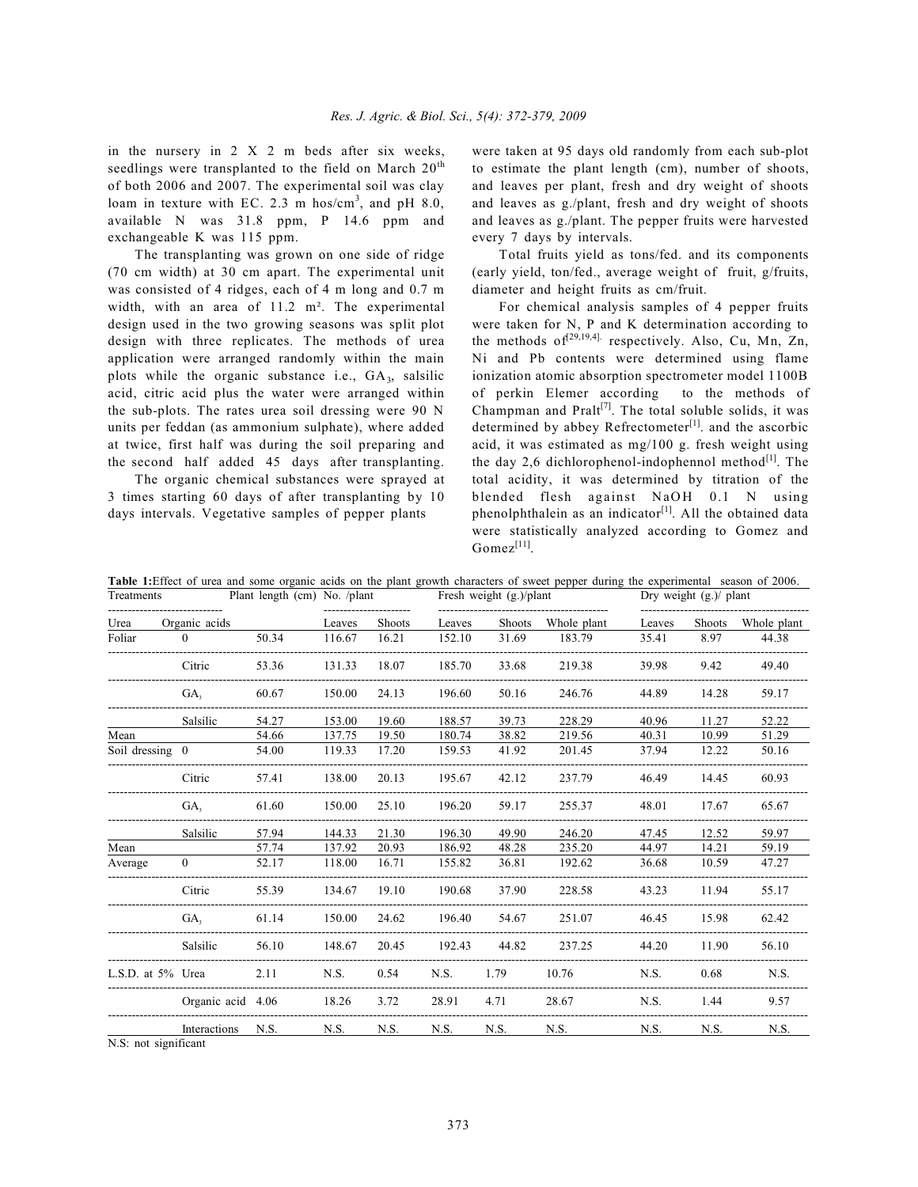in the nursery in 2 X 2 m beds after six weeks, seedlings were transplanted to the field on March 20th of both 2006 and 2007. The experimental soil was clay loam in texture with EC. 2.3 m hos/cm$^3$, and pH 8.0, available N was 31.8 ppm, P 14.6 ppm and exchangeable K was 115 ppm.

The transplanting was grown on one side of ridge (70 cm width) at 30 cm apart. The experimental unit was consisted of 4 ridges, each of 4 m long and 0.7 m width, with an area of 11.2 m². The experimental design used in the two growing seasons was split plot design with three replicates. The methods of urea application were arranged randomly within the main plots while the organic substance i.e., $GA_3$, salsilic acid, citric acid plus the water were arranged within the sub-plots. The rates urea soil dressing were 90 N units per feddan (as ammonium sulphate), where added at twice, first half was during the soil preparing and the second half added 45 days after transplanting.

The organic chemical substances were sprayed at 3 times starting 60 days of after transplanting by 10 days intervals. Vegetative samples of pepper plants were taken at 95 days old randomly from each sub-plot to estimate the plant length (cm), number of shoots, and leaves per plant, fresh and dry weight of shoots and leaves as g./plant, fresh and dry weight of shoots and leaves as g./plant. The pepper fruits were harvested every 7 days by intervals.

Total fruits yield as tons/fed. and its components (early yield, ton/fed., average weight of fruit, g/fruits, diameter and height fruits as cm/fruit.

For chemical analysis samples of 4 pepper fruits were taken for N, P and K determination according to the methods of[29,19,4]. respectively. Also, Cu, Mn, Zn, Ni and Pb contents were determined using flame ionization atomic absorption spectrometer model 1100B of perkin Elemer according to the methods of Champman and Pralt[7]. The total soluble solids, it was determined by abbey Refrectometer[1]. and the ascorbic acid, it was estimated as mg/100 g. fresh weight using the day 2,6 dichlorophenol-indophennol method[1]. The total acidity, it was determined by titration of the blended flesh against NaOH 0.1 N using phenolphthalein as an indicator[1]. All the obtained data were statistically analyzed according to Gomez and Gomez[11].

**Table 1:** Effect of urea and some organic acids on the plant growth characters of sweet pepper during the experimental season of 2006.

| Treatments | | Plant length (cm) | No. /plant | | Fresh weight (g.)/plant | | | Dry weight (g.)/ plant | | |
|---|---|---|---|---|---|---|---|---|---|---|
| Urea | Organic acids | | Leaves | Shoots | Leaves | Shoots | Whole plant | Leaves | Shoots | Whole plant |
| Foliar | 0 | 50.34 | 116.67 | 16.21 | 152.10 | 31.69 | 183.79 | 35.41 | 8.97 | 44.38 |
| | Citric | 53.36 | 131.33 | 18.07 | 185.70 | 33.68 | 219.38 | 39.98 | 9.42 | 49.40 |
| | $GA_3$ | 60.67 | 150.00 | 24.13 | 196.60 | 50.16 | 246.76 | 44.89 | 14.28 | 59.17 |
| | Salsilic | 54.27 | 153.00 | 19.60 | 188.57 | 39.73 | 228.29 | 40.96 | 11.27 | 52.22 |
| Mean | | 54.66 | 137.75 | 19.50 | 180.74 | 38.82 | 219.56 | 40.31 | 10.99 | 51.29 |
| Soil dressing | 0 | 54.00 | 119.33 | 17.20 | 159.53 | 41.92 | 201.45 | 37.94 | 12.22 | 50.16 |
| | Citric | 57.41 | 138.00 | 20.13 | 195.67 | 42.12 | 237.79 | 46.49 | 14.45 | 60.93 |
| | $GA_3$ | 61.60 | 150.00 | 25.10 | 196.20 | 59.17 | 255.37 | 48.01 | 17.67 | 65.67 |
| | Salsilic | 57.94 | 144.33 | 21.30 | 196.30 | 49.90 | 246.20 | 47.45 | 12.52 | 59.97 |
| Mean | | 57.74 | 137.92 | 20.93 | 186.92 | 48.28 | 235.20 | 44.97 | 14.21 | 59.19 |
| Average | 0 | 52.17 | 118.00 | 16.71 | 155.82 | 36.81 | 192.62 | 36.68 | 10.59 | 47.27 |
| | Citric | 55.39 | 134.67 | 19.10 | 190.68 | 37.90 | 228.58 | 43.23 | 11.94 | 55.17 |
| | $GA_3$ | 61.14 | 150.00 | 24.62 | 196.40 | 54.67 | 251.07 | 46.45 | 15.98 | 62.42 |
| | Salsilic | 56.10 | 148.67 | 20.45 | 192.43 | 44.82 | 237.25 | 44.20 | 11.90 | 56.10 |
| L.S.D. at 5% | Urea | 2.11 | N.S. | 0.54 | N.S. | 1.79 | 10.76 | N.S. | 0.68 | N.S. |
| | Organic acid | 4.06 | 18.26 | 3.72 | 28.91 | 4.71 | 28.67 | N.S. | 1.44 | 9.57 |
| | Interactions | N.S. | N.S. | N.S. | N.S. | N.S. | N.S. | N.S. | N.S. | N.S. |

N.S: not significant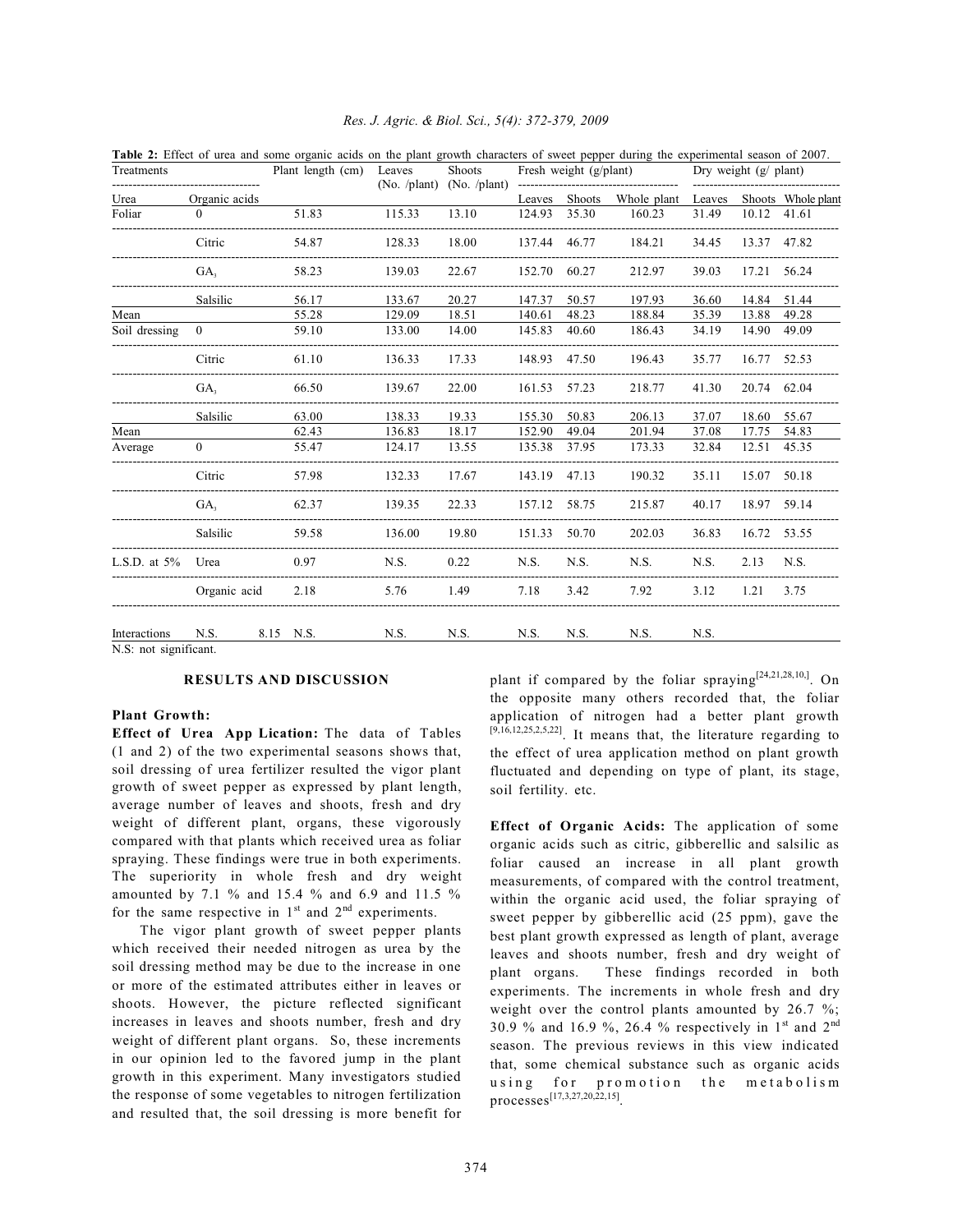**Table 2:** Effect of urea and some organic acids on the plant growth characters of sweet pepper during the experimental season of 2007.

| Treatments | | Plant length (cm) | Leaves (No. /plant) | Shoots (No. /plant) | Fresh weight (g/plant) | | | Dry weight (g/ plant) | | |
|---|---|---|---|---|---|---|---|---|---|---|
| Urea | Organic acids | | | | Leaves | Shoots | Whole plant | Leaves | Shoots | Whole plant |
| Foliar | 0 | 51.83 | 115.33 | 13.10 | 124.93 | 35.30 | 160.23 | 31.49 | 10.12 | 41.61 |
| | Citric | 54.87 | 128.33 | 18.00 | 137.44 | 46.77 | 184.21 | 34.45 | 13.37 | 47.82 |
| | $GA_3$ | 58.23 | 139.03 | 22.67 | 152.70 | 60.27 | 212.97 | 39.03 | 17.21 | 56.24 |
| | Salsilic | 56.17 | 133.67 | 20.27 | 147.37 | 50.57 | 197.93 | 36.60 | 14.84 | 51.44 |
| Mean | | 55.28 | 129.09 | 18.51 | 140.61 | 48.23 | 188.84 | 35.39 | 13.88 | 49.28 |
| Soil dressing | 0 | 59.10 | 133.00 | 14.00 | 145.83 | 40.60 | 186.43 | 34.19 | 14.90 | 49.09 |
| | Citric | 61.10 | 136.33 | 17.33 | 148.93 | 47.50 | 196.43 | 35.77 | 16.77 | 52.53 |
| | $GA_3$ | 66.50 | 139.67 | 22.00 | 161.53 | 57.23 | 218.77 | 41.30 | 20.74 | 62.04 |
| | Salsilic | 63.00 | 138.33 | 19.33 | 155.30 | 50.83 | 206.13 | 37.07 | 18.60 | 55.67 |
| Mean | | 62.43 | 136.83 | 18.17 | 152.90 | 49.04 | 201.94 | 37.08 | 17.75 | 54.83 |
| Average | 0 | 55.47 | 124.17 | 13.55 | 135.38 | 37.95 | 173.33 | 32.84 | 12.51 | 45.35 |
| | Citric | 57.98 | 132.33 | 17.67 | 143.19 | 47.13 | 190.32 | 35.11 | 15.07 | 50.18 |
| | $GA_3$ | 62.37 | 139.35 | 22.33 | 157.12 | 58.75 | 215.87 | 40.17 | 18.97 | 59.14 |
| | Salsilic | 59.58 | 136.00 | 19.80 | 151.33 | 50.70 | 202.03 | 36.83 | 16.72 | 53.55 |
| L.S.D. at 5% | Urea | 0.97 | N.S. | 0.22 | N.S. | N.S. | N.S. | N.S. | 2.13 | N.S. |
| | Organic acid | 2.18 | 5.76 | 1.49 | 7.18 | 3.42 | 7.92 | 3.12 | 1.21 | 3.75 |
| Interactions | N.S. | 8.15 N.S. | N.S. | N.S. | N.S. | N.S. | N.S. | N.S. | | |

N.S: not significant.

## RESULTS AND DISCUSSION

### Plant Growth:

**Effect of Urea App Lication:** The data of Tables (1 and 2) of the two experimental seasons shows that, soil dressing of urea fertilizer resulted the vigor plant growth of sweet pepper as expressed by plant length, average number of leaves and shoots, fresh and dry weight of different plant, organs, these vigorously compared with that plants which received urea as foliar spraying. These findings were true in both experiments. The superiority in whole fresh and dry weight amounted by 7.1 % and 15.4 % and 6.9 and 11.5 % for the same respective in 1st and 2nd experiments.

The vigor plant growth of sweet pepper plants which received their needed nitrogen as urea by the soil dressing method may be due to the increase in one or more of the estimated attributes either in leaves or shoots. However, the picture reflected significant increases in leaves and shoots number, fresh and dry weight of different plant organs. So, these increments in our opinion led to the favored jump in the plant growth in this experiment. Many investigators studied the response of some vegetables to nitrogen fertilization and resulted that, the soil dressing is more benefit for plant if compared by the foliar spraying[24,21,28,10,]. On the opposite many others recorded that, the foliar application of nitrogen had a better plant growth [9,16,12,25,2,5,22]. It means that, the literature regarding to the effect of urea application method on plant growth fluctuated and depending on type of plant, its stage, soil fertility. etc.

**Effect of Organic Acids:** The application of some organic acids such as citric, gibberellic and salsilic as foliar caused an increase in all plant growth measurements, of compared with the control treatment, within the organic acid used, the foliar spraying of sweet pepper by gibberellic acid (25 ppm), gave the best plant growth expressed as length of plant, average leaves and shoots number, fresh and dry weight of plant organs. These findings recorded in both experiments. The increments in whole fresh and dry weight over the control plants amounted by 26.7 %; 30.9 % and 16.9 %, 26.4 % respectively in 1st and 2nd season. The previous reviews in this view indicated that, some chemical substance such as organic acids using for promotion the metabolism processes[17,3,27,20,22,15].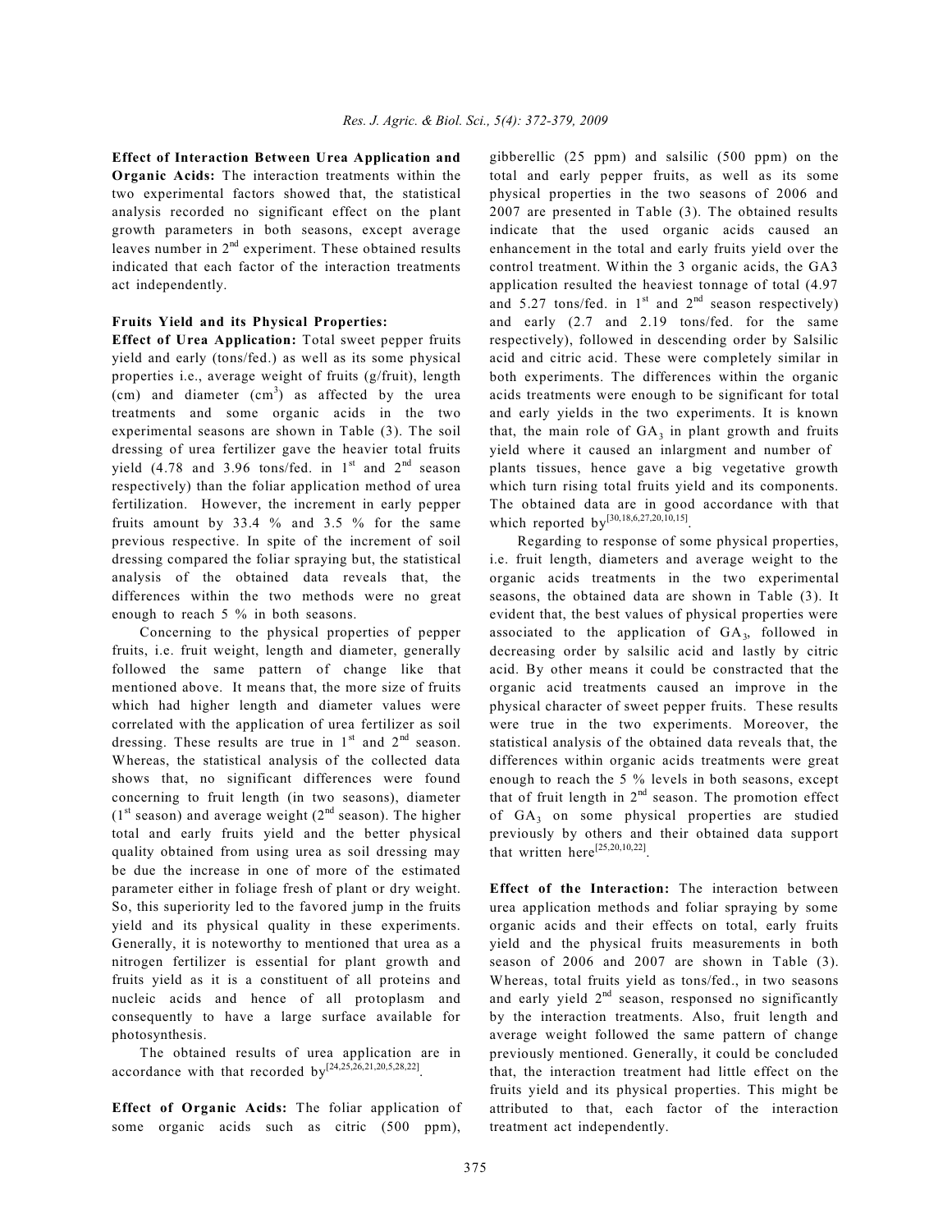**Effect of Interaction Between Urea Application and Organic Acids:** The interaction treatments within the two experimental factors showed that, the statistical analysis recorded no significant effect on the plant growth parameters in both seasons, except average leaves number in 2nd experiment. These obtained results indicated that each factor of the interaction treatments act independently.

**Fruits Yield and its Physical Properties:**

**Effect of Urea Application:** Total sweet pepper fruits yield and early (tons/fed.) as well as its some physical properties i.e., average weight of fruits (g/fruit), length (cm) and diameter ($cm^3$) as affected by the urea treatments and some organic acids in the two experimental seasons are shown in Table (3). The soil dressing of urea fertilizer gave the heavier total fruits yield (4.78 and 3.96 tons/fed. in 1st and 2nd season respectively) than the foliar application method of urea fertilization. However, the increment in early pepper fruits amount by 33.4 % and 3.5 % for the same previous respective. In spite of the increment of soil dressing compared the foliar spraying but, the statistical analysis of the obtained data reveals that, the differences within the two methods were no great enough to reach 5 % in both seasons.

Concerning to the physical properties of pepper fruits, i.e. fruit weight, length and diameter, generally followed the same pattern of change like that mentioned above. It means that, the more size of fruits which had higher length and diameter values were correlated with the application of urea fertilizer as soil dressing. These results are true in 1st and 2nd season. Whereas, the statistical analysis of the collected data shows that, no significant differences were found concerning to fruit length (in two seasons), diameter (1st season) and average weight (2nd season). The higher total and early fruits yield and the better physical quality obtained from using urea as soil dressing may be due the increase in one of more of the estimated parameter either in foliage fresh of plant or dry weight. So, this superiority led to the favored jump in the fruits yield and its physical quality in these experiments. Generally, it is noteworthy to mentioned that urea as a nitrogen fertilizer is essential for plant growth and fruits yield as it is a constituent of all proteins and nucleic acids and hence of all protoplasm and consequently to have a large surface available for photosynthesis.

The obtained results of urea application are in accordance with that recorded by[24,25,26,21,20,5,28,22].

**Effect of Organic Acids:** The foliar application of some organic acids such as citric (500 ppm), gibberellic (25 ppm) and salsilic (500 ppm) on the total and early pepper fruits, as well as its some physical properties in the two seasons of 2006 and 2007 are presented in Table (3). The obtained results indicate that the used organic acids caused an enhancement in the total and early fruits yield over the control treatment. Within the 3 organic acids, the GA3 application resulted the heaviest tonnage of total (4.97 and 5.27 tons/fed. in 1st and 2nd season respectively) and early (2.7 and 2.19 tons/fed. for the same respectively), followed in descending order by Salsilic acid and citric acid. These were completely similar in both experiments. The differences within the organic acids treatments were enough to be significant for total and early yields in the two experiments. It is known that, the main role of $GA_3$ in plant growth and fruits yield where it caused an inlargment and number of plants tissues, hence gave a big vegetative growth which turn rising total fruits yield and its components. The obtained data are in good accordance with that which reported by[30,18,6,27,20,10,15].

Regarding to response of some physical properties, i.e. fruit length, diameters and average weight to the organic acids treatments in the two experimental seasons, the obtained data are shown in Table (3). It evident that, the best values of physical properties were associated to the application of $GA_3$, followed in decreasing order by salsilic acid and lastly by citric acid. By other means it could be constracted that the organic acid treatments caused an improve in the physical character of sweet pepper fruits. These results were true in the two experiments. Moreover, the statistical analysis of the obtained data reveals that, the differences within organic acids treatments were great enough to reach the 5 % levels in both seasons, except that of fruit length in 2nd season. The promotion effect of $GA_3$ on some physical properties are studied previously by others and their obtained data support that written here[25,20,10,22].

**Effect of the Interaction:** The interaction between urea application methods and foliar spraying by some organic acids and their effects on total, early fruits yield and the physical fruits measurements in both season of 2006 and 2007 are shown in Table (3). Whereas, total fruits yield as tons/fed., in two seasons and early yield 2nd season, responsed no significantly by the interaction treatments. Also, fruit length and average weight followed the same pattern of change previously mentioned. Generally, it could be concluded that, the interaction treatment had little effect on the fruits yield and its physical properties. This might be attributed to that, each factor of the interaction treatment act independently.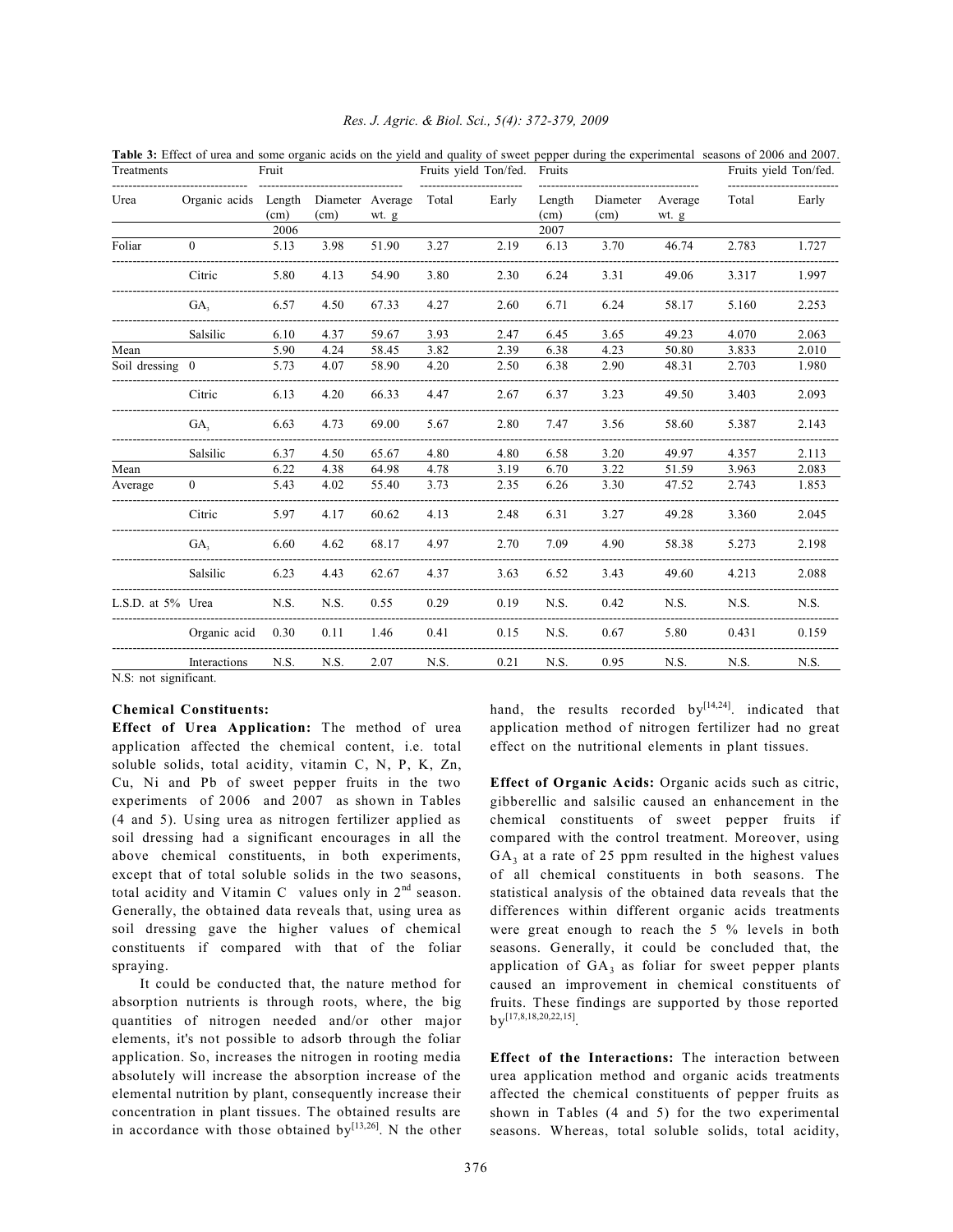**Table 3:** Effect of urea and some organic acids on the yield and quality of sweet pepper during the experimental seasons of 2006 and 2007.

| Treatments | | Fruit | | | Fruits yield Ton/fed. | | Fruits | | | Fruits yield Ton/fed. | |
|---|---|---|---|---|---|---|---|---|---|---|---|
| Urea | Organic acids | Length (cm) | Diameter (cm) | Average wt. g | Total | Early | Length (cm) | Diameter (cm) | Average wt. g | Total | Early |
| | | 2006 | | | | | 2007 | | | | |
| Foliar | 0 | 5.13 | 3.98 | 51.90 | 3.27 | 2.19 | 6.13 | 3.70 | 46.74 | 2.783 | 1.727 |
| | Citric | 5.80 | 4.13 | 54.90 | 3.80 | 2.30 | 6.24 | 3.31 | 49.06 | 3.317 | 1.997 |
| | $GA_3$ | 6.57 | 4.50 | 67.33 | 4.27 | 2.60 | 6.71 | 6.24 | 58.17 | 5.160 | 2.253 |
| | Salsilic | 6.10 | 4.37 | 59.67 | 3.93 | 2.47 | 6.45 | 3.65 | 49.23 | 4.070 | 2.063 |
| Mean | | 5.90 | 4.24 | 58.45 | 3.82 | 2.39 | 6.38 | 4.23 | 50.80 | 3.833 | 2.010 |
| Soil dressing | 0 | 5.73 | 4.07 | 58.90 | 4.20 | 2.50 | 6.38 | 2.90 | 48.31 | 2.703 | 1.980 |
| | Citric | 6.13 | 4.20 | 66.33 | 4.47 | 2.67 | 6.37 | 3.23 | 49.50 | 3.403 | 2.093 |
| | $GA_3$ | 6.63 | 4.73 | 69.00 | 5.67 | 2.80 | 7.47 | 3.56 | 58.60 | 5.387 | 2.143 |
| | Salsilic | 6.37 | 4.50 | 65.67 | 4.80 | 4.80 | 6.58 | 3.20 | 49.97 | 4.357 | 2.113 |
| Mean | | 6.22 | 4.38 | 64.98 | 4.78 | 3.19 | 6.70 | 3.22 | 51.59 | 3.963 | 2.083 |
| Average | 0 | 5.43 | 4.02 | 55.40 | 3.73 | 2.35 | 6.26 | 3.30 | 47.52 | 2.743 | 1.853 |
| | Citric | 5.97 | 4.17 | 60.62 | 4.13 | 2.48 | 6.31 | 3.27 | 49.28 | 3.360 | 2.045 |
| | $GA_3$ | 6.60 | 4.62 | 68.17 | 4.97 | 2.70 | 7.09 | 4.90 | 58.38 | 5.273 | 2.198 |
| | Salsilic | 6.23 | 4.43 | 62.67 | 4.37 | 3.63 | 6.52 | 3.43 | 49.60 | 4.213 | 2.088 |
| L.S.D. at 5% | Urea | N.S. | N.S. | 0.55 | 0.29 | 0.19 | N.S. | 0.42 | N.S. | N.S. | N.S. |
| | Organic acid | 0.30 | 0.11 | 1.46 | 0.41 | 0.15 | N.S. | 0.67 | 5.80 | 0.431 | 0.159 |
| | Interactions | N.S. | N.S. | 2.07 | N.S. | 0.21 | N.S. | 0.95 | N.S. | N.S. | N.S. |

N.S: not significant.

**Chemical Constituents:**

**Effect of Urea Application:** The method of urea application affected the chemical content, i.e. total soluble solids, total acidity, vitamin C, N, P, K, Zn, Cu, Ni and Pb of sweet pepper fruits in the two experiments of 2006 and 2007 as shown in Tables (4 and 5). Using urea as nitrogen fertilizer applied as soil dressing had a significant encourages in all the above chemical constituents, in both experiments, except that of total soluble solids in the two seasons, total acidity and Vitamin C values only in 2nd season. Generally, the obtained data reveals that, using urea as soil dressing gave the higher values of chemical constituents if compared with that of the foliar spraying.

It could be conducted that, the nature method for absorption nutrients is through roots, where, the big quantities of nitrogen needed and/or other major elements, it's not possible to adsorb through the foliar application. So, increases the nitrogen in rooting media absolutely will increase the absorption increase of the elemental nutrition by plant, consequently increase their concentration in plant tissues. The obtained results are in accordance with those obtained by[13,26]. N the other hand, the results recorded by[14,24]. indicated that application method of nitrogen fertilizer had no great effect on the nutritional elements in plant tissues.

**Effect of Organic Acids:** Organic acids such as citric, gibberellic and salsilic caused an enhancement in the chemical constituents of sweet pepper fruits if compared with the control treatment. Moreover, using $GA_3$ at a rate of 25 ppm resulted in the highest values of all chemical constituents in both seasons. The statistical analysis of the obtained data reveals that the differences within different organic acids treatments were great enough to reach the 5 % levels in both seasons. Generally, it could be concluded that, the application of $GA_3$ as foliar for sweet pepper plants caused an improvement in chemical constituents of fruits. These findings are supported by those reported by[17,8,18,20,22,15].

**Effect of the Interactions:** The interaction between urea application method and organic acids treatments affected the chemical constituents of pepper fruits as shown in Tables (4 and 5) for the two experimental seasons. Whereas, total soluble solids, total acidity,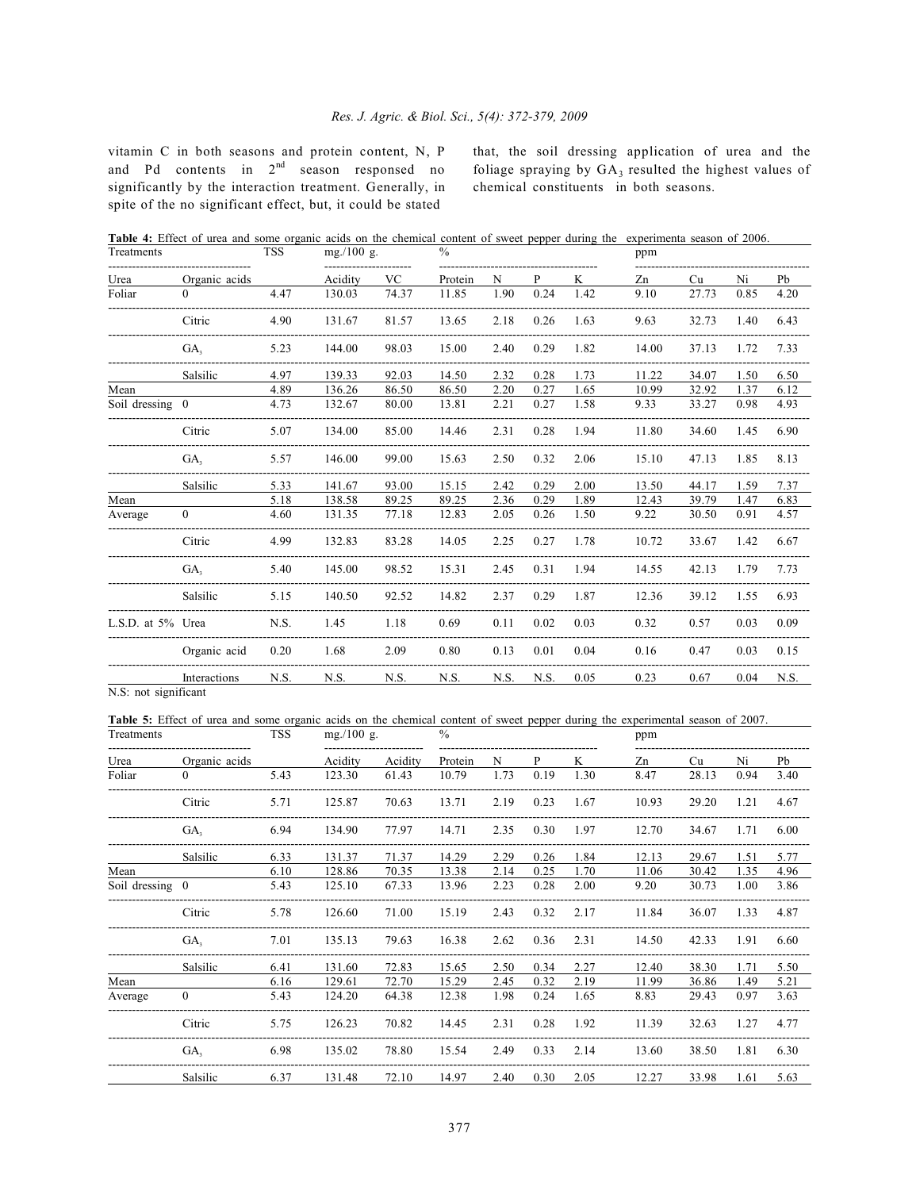vitamin C in both seasons and protein content, N, P and Pd contents in 2[nd] season responsed no significantly by the interaction treatment. Generally, in spite of the no significant effect, but, it could be stated that, the soil dressing application of urea and the foliage spraying by $GA_3$ resulted the highest values of chemical constituents in both seasons.

**Table 4:** Effect of urea and some organic acids on the chemical content of sweet pepper during the experimenta season of 2006.

| Treatments | | TSS | mg./100 g. | | % | | | | ppm | | | |
|---|---|---|---|---|---|---|---|---|---|---|---|---|
| Urea | Organic acids | | Acidity | VC | Protein | N | P | K | Zn | Cu | Ni | Pb |
| Foliar | 0 | 4.47 | 130.03 | 74.37 | 11.85 | 1.90 | 0.24 | 1.42 | 9.10 | 27.73 | 0.85 | 4.20 |
| | Citric | 4.90 | 131.67 | 81.57 | 13.65 | 2.18 | 0.26 | 1.63 | 9.63 | 32.73 | 1.40 | 6.43 |
| | $GA_3$ | 5.23 | 144.00 | 98.03 | 15.00 | 2.40 | 0.29 | 1.82 | 14.00 | 37.13 | 1.72 | 7.33 |
| | Salsilic | 4.97 | 139.33 | 92.03 | 14.50 | 2.32 | 0.28 | 1.73 | 11.22 | 34.07 | 1.50 | 6.50 |
| Mean | | 4.89 | 136.26 | 86.50 | 86.50 | 2.20 | 0.27 | 1.65 | 10.99 | 32.92 | 1.37 | 6.12 |
| Soil dressing | 0 | 4.73 | 132.67 | 80.00 | 13.81 | 2.21 | 0.27 | 1.58 | 9.33 | 33.27 | 0.98 | 4.93 |
| | Citric | 5.07 | 134.00 | 85.00 | 14.46 | 2.31 | 0.28 | 1.94 | 11.80 | 34.60 | 1.45 | 6.90 |
| | $GA_3$ | 5.57 | 146.00 | 99.00 | 15.63 | 2.50 | 0.32 | 2.06 | 15.10 | 47.13 | 1.85 | 8.13 |
| | Salsilic | 5.33 | 141.67 | 93.00 | 15.15 | 2.42 | 0.29 | 2.00 | 13.50 | 44.17 | 1.59 | 7.37 |
| Mean | | 5.18 | 138.58 | 89.25 | 89.25 | 2.36 | 0.29 | 1.89 | 12.43 | 39.79 | 1.47 | 6.83 |
| Average | 0 | 4.60 | 131.35 | 77.18 | 12.83 | 2.05 | 0.26 | 1.50 | 9.22 | 30.50 | 0.91 | 4.57 |
| | Citric | 4.99 | 132.83 | 83.28 | 14.05 | 2.25 | 0.27 | 1.78 | 10.72 | 33.67 | 1.42 | 6.67 |
| | $GA_3$ | 5.40 | 145.00 | 98.52 | 15.31 | 2.45 | 0.31 | 1.94 | 14.55 | 42.13 | 1.79 | 7.73 |
| | Salsilic | 5.15 | 140.50 | 92.52 | 14.82 | 2.37 | 0.29 | 1.87 | 12.36 | 39.12 | 1.55 | 6.93 |
| L.S.D. at 5% | Urea | N.S. | 1.45 | 1.18 | 0.69 | 0.11 | 0.02 | 0.03 | 0.32 | 0.57 | 0.03 | 0.09 |
| | Organic acid | 0.20 | 1.68 | 2.09 | 0.80 | 0.13 | 0.01 | 0.04 | 0.16 | 0.47 | 0.03 | 0.15 |
| | Interactions | N.S. | N.S. | N.S. | N.S. | N.S. | N.S. | 0.05 | 0.23 | 0.67 | 0.04 | N.S. |

N.S: not significant

**Table 5:** Effect of urea and some organic acids on the chemical content of sweet pepper during the experimental season of 2007.

| Treatments | | TSS | mg./100 g. | | % | | | | ppm | | | |
|---|---|---|---|---|---|---|---|---|---|---|---|---|
| Urea | Organic acids | | Acidity | Acidity | Protein | N | P | K | Zn | Cu | Ni | Pb |
| Foliar | 0 | 5.43 | 123.30 | 61.43 | 10.79 | 1.73 | 0.19 | 1.30 | 8.47 | 28.13 | 0.94 | 3.40 |
| | Citric | 5.71 | 125.87 | 70.63 | 13.71 | 2.19 | 0.23 | 1.67 | 10.93 | 29.20 | 1.21 | 4.67 |
| | $GA_3$ | 6.94 | 134.90 | 77.97 | 14.71 | 2.35 | 0.30 | 1.97 | 12.70 | 34.67 | 1.71 | 6.00 |
| | Salsilic | 6.33 | 131.37 | 71.37 | 14.29 | 2.29 | 0.26 | 1.84 | 12.13 | 29.67 | 1.51 | 5.77 |
| Mean | | 6.10 | 128.86 | 70.35 | 13.38 | 2.14 | 0.25 | 1.70 | 11.06 | 30.42 | 1.35 | 4.96 |
| Soil dressing | 0 | 5.43 | 125.10 | 67.33 | 13.96 | 2.23 | 0.28 | 2.00 | 9.20 | 30.73 | 1.00 | 3.86 |
| | Citric | 5.78 | 126.60 | 71.00 | 15.19 | 2.43 | 0.32 | 2.17 | 11.84 | 36.07 | 1.33 | 4.87 |
| | $GA_3$ | 7.01 | 135.13 | 79.63 | 16.38 | 2.62 | 0.36 | 2.31 | 14.50 | 42.33 | 1.91 | 6.60 |
| | Salsilic | 6.41 | 131.60 | 72.83 | 15.65 | 2.50 | 0.34 | 2.27 | 12.40 | 38.30 | 1.71 | 5.50 |
| Mean | | 6.16 | 129.61 | 72.70 | 15.29 | 2.45 | 0.32 | 2.19 | 11.99 | 36.86 | 1.49 | 5.21 |
| Average | 0 | 5.43 | 124.20 | 64.38 | 12.38 | 1.98 | 0.24 | 1.65 | 8.83 | 29.43 | 0.97 | 3.63 |
| | Citric | 5.75 | 126.23 | 70.82 | 14.45 | 2.31 | 0.28 | 1.92 | 11.39 | 32.63 | 1.27 | 4.77 |
| | $GA_3$ | 6.98 | 135.02 | 78.80 | 15.54 | 2.49 | 0.33 | 2.14 | 13.60 | 38.50 | 1.81 | 6.30 |
| | Salsilic | 6.37 | 131.48 | 72.10 | 14.97 | 2.40 | 0.30 | 2.05 | 12.27 | 33.98 | 1.61 | 5.63 |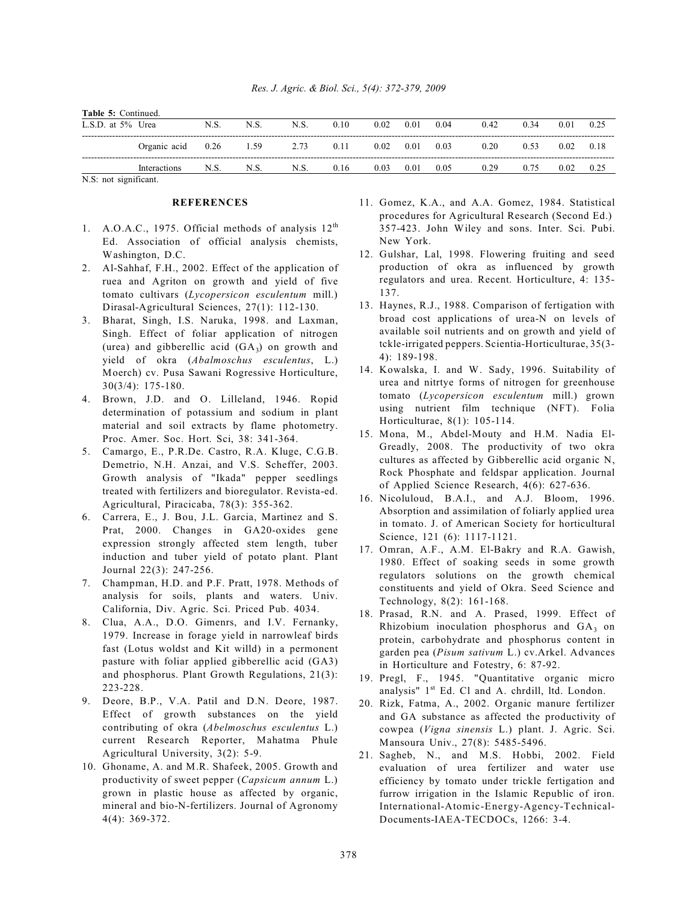**Table 5:** Continued.

| | | | | | | | | | | | | |
|---|---|---|---|---|---|---|---|---|---|---|---|---|
| L.S.D. at 5% | Urea | N.S. | N.S. | N.S. | 0.10 | 0.02 | 0.01 | 0.04 | 0.42 | 0.34 | 0.01 | 0.25 |
| | Organic acid | 0.26 | 1.59 | 2.73 | 0.11 | 0.02 | 0.01 | 0.03 | 0.20 | 0.53 | 0.02 | 0.18 |
| | Interactions | N.S. | N.S. | N.S. | 0.16 | 0.03 | 0.01 | 0.05 | 0.29 | 0.75 | 0.02 | 0.25 |

N.S: not significant.

## REFERENCES

1. A.O.A.C., 1975. Official methods of analysis 12th Ed. Association of official analysis chemists, Washington, D.C.
2. Al-Sahhaf, F.H., 2002. Effect of the application of ruea and Agriton on growth and yield of five tomato cultivars (*Lycopersicon esculentum* mill.) Dirasal-Agricultural Sciences, 27(1): 112-130.
3. Bharat, Singh, I.S. Naruka, 1998. and Laxman, Singh. Effect of foliar application of nitrogen (urea) and gibberellic acid ($GA_3$) on growth and yield of okra (*Abalmoschus esculentus*, L.) Moerch) cv. Pusa Sawani Rogressive Horticulture, 30(3/4): 175-180.
4. Brown, J.D. and O. Lilleland, 1946. Ropid determination of potassium and sodium in plant material and soil extracts by flame photometry. Proc. Amer. Soc. Hort. Sci, 38: 341-364.
5. Camargo, E., P.R.De. Castro, R.A. Kluge, C.G.B. Demetrio, N.H. Anzai, and V.S. Scheffer, 2003. Growth analysis of "Ikada" pepper seedlings treated with fertilizers and bioregulator. Revista-ed. Agricultural, Piracicaba, 78(3): 355-362.
6. Carrera, E., J. Bou, J.L. Garcia, Martinez and S. Prat, 2000. Changes in GA20-oxides gene expression strongly affected stem length, tuber induction and tuber yield of potato plant. Plant Journal 22(3): 247-256.
7. Champman, H.D. and P.F. Pratt, 1978. Methods of analysis for soils, plants and waters. Univ. California, Div. Agric. Sci. Priced Pub. 4034.
8. Clua, A.A., D.O. Gimenrs, and I.V. Fernanky, 1979. Increase in forage yield in narrowleaf birds fast (Lotus woldst and Kit willd) in a permonent pasture with foliar applied gibberellic acid (GA3) and phosphorus. Plant Growth Regulations, 21(3): 223-228.
9. Deore, B.P., V.A. Patil and D.N. Deore, 1987. Effect of growth substances on the yield contributing of okra (*Abelmoschus esculentus* L.) current Research Reporter, Mahatma Phule Agricultural University, 3(2): 5-9.
10. Ghoname, A. and M.R. Shafeek, 2005. Growth and productivity of sweet pepper (*Capsicum annum* L.) grown in plastic house as affected by organic, mineral and bio-N-fertilizers. Journal of Agronomy 4(4): 369-372.
11. Gomez, K.A., and A.A. Gomez, 1984. Statistical procedures for Agricultural Research (Second Ed.) 357-423. John Wiley and sons. Inter. Sci. Pubi. New York.
12. Gulshar, Lal, 1998. Flowering fruiting and seed production of okra as influenced by growth regulators and urea. Recent. Horticulture, 4: 135-137.
13. Haynes, R.J., 1988. Comparison of fertigation with broad cost applications of urea-N on levels of available soil nutrients and on growth and yield of tckle-irrigated peppers. Scientia-Horticulturae, 35(3-4): 189-198.
14. Kowalska, I. and W. Sady, 1996. Suitability of urea and nitrtye forms of nitrogen for greenhouse tomato (*Lycopersicon esculentum* mill.) grown using nutrient film technique (NFT). Folia Horticulturae, 8(1): 105-114.
15. Mona, M., Abdel-Mouty and H.M. Nadia El-Greadly, 2008. The productivity of two okra cultures as affected by Gibberellic acid organic N, Rock Phosphate and feldspar application. Journal of Applied Science Research, 4(6): 627-636.
16. Nicoluloud, B.A.I., and A.J. Bloom, 1996. Absorption and assimilation of foliarly applied urea in tomato. J. of American Society for horticultural Science, 121 (6): 1117-1121.
17. Omran, A.F., A.M. El-Bakry and R.A. Gawish, 1980. Effect of soaking seeds in some growth regulators solutions on the growth chemical constituents and yield of Okra. Seed Science and Technology, 8(2): 161-168.
18. Prasad, R.N. and A. Prased, 1999. Effect of Rhizobium inoculation phosphorus and $GA_3$ on protein, carbohydrate and phosphorus content in garden pea (*Pisum sativum* L.) cv.Arkel. Advances in Horticulture and Fotestry, 6: 87-92.
19. Pregl, F., 1945. "Quantitative organic micro analysis" 1st Ed. Cl and A. chrdill, ltd. London.
20. Rizk, Fatma, A., 2002. Organic manure fertilizer and GA substance as affected the productivity of cowpea (*Vigna sinensis* L.) plant. J. Agric. Sci. Mansoura Univ., 27(8): 5485-5496.
21. Sagheb, N., and M.S. Hobbi, 2002. Field evaluation of urea fertilizer and water use efficiency by tomato under trickle fertigation and furrow irrigation in the Islamic Republic of iron. International-Atomic-Energy-Agency-Technical-Documents-IAEA-TECDOCs, 1266: 3-4.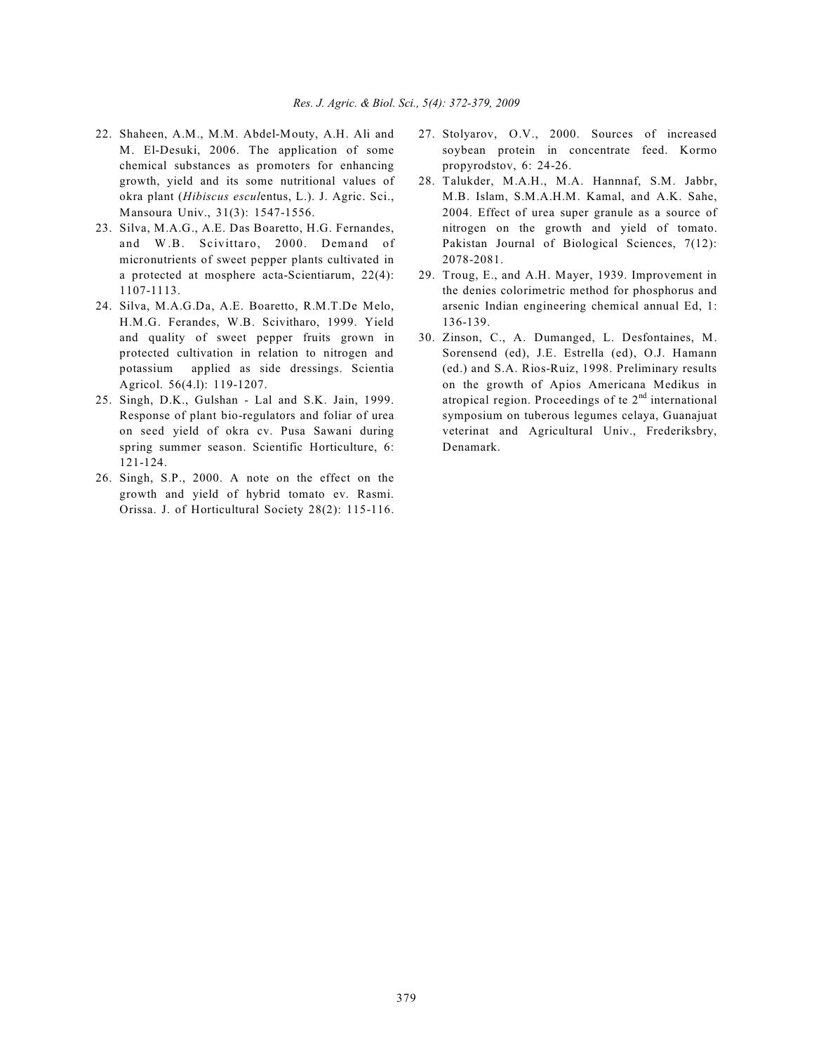22. Shaheen, A.M., M.M. Abdel-Mouty, A.H. Ali and M. El-Desuki, 2006. The application of some chemical substances as promoters for enhancing growth, yield and its some nutritional values of okra plant (*Hibiscus escul*entus, L.). J. Agric. Sci., Mansoura Univ., 31(3): 1547-1556.
23. Silva, M.A.G., A.E. Das Boaretto, H.G. Fernandes, and W.B. Scivittaro, 2000. Demand of micronutrients of sweet pepper plants cultivated in a protected at mosphere acta-Scientiarum, 22(4): 1107-1113.
24. Silva, M.A.G.Da, A.E. Boaretto, R.M.T.De Melo, H.M.G. Ferandes, W.B. Scivitharo, 1999. Yield and quality of sweet pepper fruits grown in protected cultivation in relation to nitrogen and potassium applied as side dressings. Scientia Agricol. 56(4.l): 119-1207.
25. Singh, D.K., Gulshan - Lal and S.K. Jain, 1999. Response of plant bio-regulators and foliar of urea on seed yield of okra cv. Pusa Sawani during spring summer season. Scientific Horticulture, 6: 121-124.
26. Singh, S.P., 2000. A note on the effect on the growth and yield of hybrid tomato ev. Rasmi. Orissa. J. of Horticultural Society 28(2): 115-116.
27. Stolyarov, O.V., 2000. Sources of increased soybean protein in concentrate feed. Kormo propyrodstov, 6: 24-26.
28. Talukder, M.A.H., M.A. Hannnaf, S.M. Jabbr, M.B. Islam, S.M.A.H.M. Kamal, and A.K. Sahe, 2004. Effect of urea super granule as a source of nitrogen on the growth and yield of tomato. Pakistan Journal of Biological Sciences, 7(12): 2078-2081.
29. Troug, E., and A.H. Mayer, 1939. Improvement in the denies colorimetric method for phosphorus and arsenic Indian engineering chemical annual Ed, 1: 136-139.
30. Zinson, C., A. Dumanged, L. Desfontaines, M. Sorensend (ed), J.E. Estrella (ed), O.J. Hamann (ed.) and S.A. Rios-Ruiz, 1998. Preliminary results on the growth of Apios Americana Medikus in atropical region. Proceedings of te 2nd international symposium on tuberous legumes celaya, Guanajuat veterinat and Agricultural Univ., Frederiksbry, Denamark.